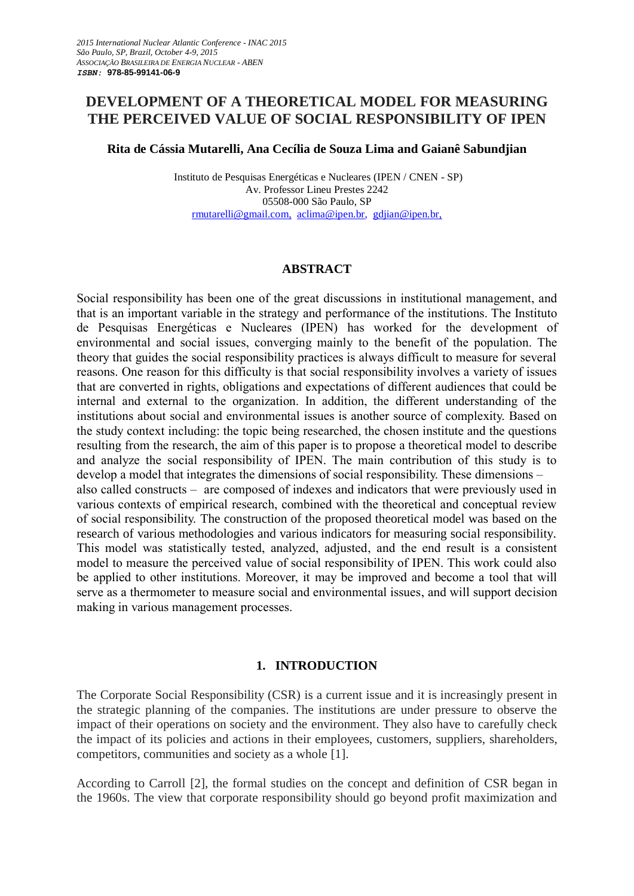*2015 International Nuclear Atlantic Conference - INAC 2015*
*São Paulo, SP, Brazil, October 4-9, 2015*
*ASSOCIAÇÃO BRASILEIRA DE ENERGIA NUCLEAR - ABEN*
***ISBN:*** **978-85-99141-06-9**

# DEVELOPMENT OF A THEORETICAL MODEL FOR MEASURING THE PERCEIVED VALUE OF SOCIAL RESPONSIBILITY OF IPEN

**Rita de Cássia Mutarelli, Ana Cecília de Souza Lima and Gaianê Sabundjian**

Instituto de Pesquisas Energéticas e Nucleares (IPEN / CNEN - SP)
Av. Professor Lineu Prestes 2242
05508-000 São Paulo, SP
rmutarelli@gmail.com, aclima@ipen.br, gdjian@ipen.br,

## ABSTRACT

Social responsibility has been one of the great discussions in institutional management, and that is an important variable in the strategy and performance of the institutions. The Instituto de Pesquisas Energéticas e Nucleares (IPEN) has worked for the development of environmental and social issues, converging mainly to the benefit of the population. The theory that guides the social responsibility practices is always difficult to measure for several reasons. One reason for this difficulty is that social responsibility involves a variety of issues that are converted in rights, obligations and expectations of different audiences that could be internal and external to the organization. In addition, the different understanding of the institutions about social and environmental issues is another source of complexity. Based on the study context including: the topic being researched, the chosen institute and the questions resulting from the research, the aim of this paper is to propose a theoretical model to describe and analyze the social responsibility of IPEN. The main contribution of this study is to develop a model that integrates the dimensions of social responsibility. These dimensions – also called constructs – are composed of indexes and indicators that were previously used in various contexts of empirical research, combined with the theoretical and conceptual review of social responsibility. The construction of the proposed theoretical model was based on the research of various methodologies and various indicators for measuring social responsibility. This model was statistically tested, analyzed, adjusted, and the end result is a consistent model to measure the perceived value of social responsibility of IPEN. This work could also be applied to other institutions. Moreover, it may be improved and become a tool that will serve as a thermometer to measure social and environmental issues, and will support decision making in various management processes.

## 1. INTRODUCTION

The Corporate Social Responsibility (CSR) is a current issue and it is increasingly present in the strategic planning of the companies. The institutions are under pressure to observe the impact of their operations on society and the environment. They also have to carefully check the impact of its policies and actions in their employees, customers, suppliers, shareholders, competitors, communities and society as a whole [1].

According to Carroll [2], the formal studies on the concept and definition of CSR began in the 1960s. The view that corporate responsibility should go beyond profit maximization and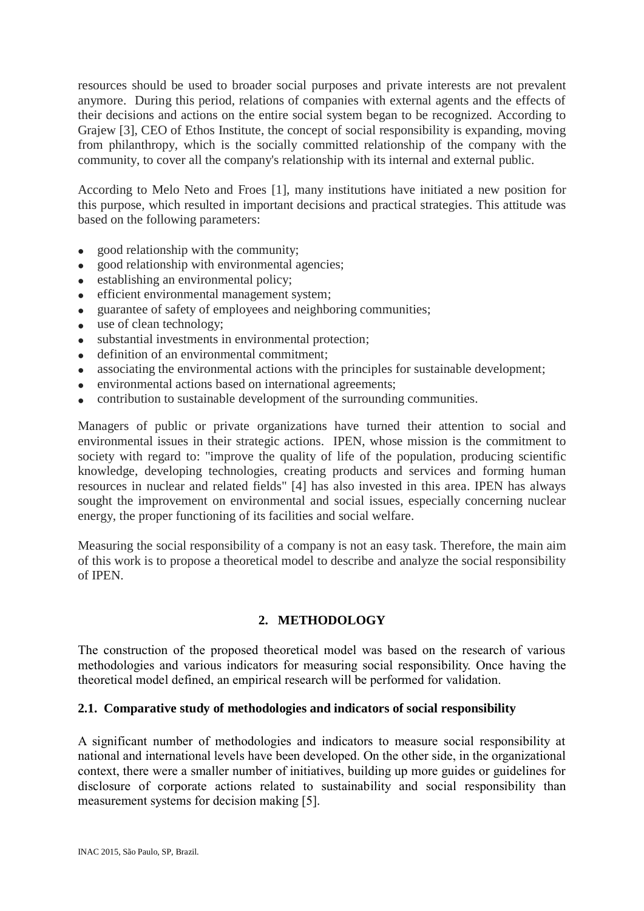resources should be used to broader social purposes and private interests are not prevalent anymore. During this period, relations of companies with external agents and the effects of their decisions and actions on the entire social system began to be recognized. According to Grajew [3], CEO of Ethos Institute, the concept of social responsibility is expanding, moving from philanthropy, which is the socially committed relationship of the company with the community, to cover all the company's relationship with its internal and external public.

According to Melo Neto and Froes [1], many institutions have initiated a new position for this purpose, which resulted in important decisions and practical strategies. This attitude was based on the following parameters:

- good relationship with the community;
- good relationship with environmental agencies;
- establishing an environmental policy;
- efficient environmental management system;
- guarantee of safety of employees and neighboring communities;
- use of clean technology;
- substantial investments in environmental protection;
- definition of an environmental commitment;
- associating the environmental actions with the principles for sustainable development;
- environmental actions based on international agreements;
- contribution to sustainable development of the surrounding communities.

Managers of public or private organizations have turned their attention to social and environmental issues in their strategic actions. IPEN, whose mission is the commitment to society with regard to: "improve the quality of life of the population, producing scientific knowledge, developing technologies, creating products and services and forming human resources in nuclear and related fields" [4] has also invested in this area. IPEN has always sought the improvement on environmental and social issues, especially concerning nuclear energy, the proper functioning of its facilities and social welfare.

Measuring the social responsibility of a company is not an easy task. Therefore, the main aim of this work is to propose a theoretical model to describe and analyze the social responsibility of IPEN.

## 2. METHODOLOGY

The construction of the proposed theoretical model was based on the research of various methodologies and various indicators for measuring social responsibility. Once having the theoretical model defined, an empirical research will be performed for validation.

### 2.1. Comparative study of methodologies and indicators of social responsibility

A significant number of methodologies and indicators to measure social responsibility at national and international levels have been developed. On the other side, in the organizational context, there were a smaller number of initiatives, building up more guides or guidelines for disclosure of corporate actions related to sustainability and social responsibility than measurement systems for decision making [5].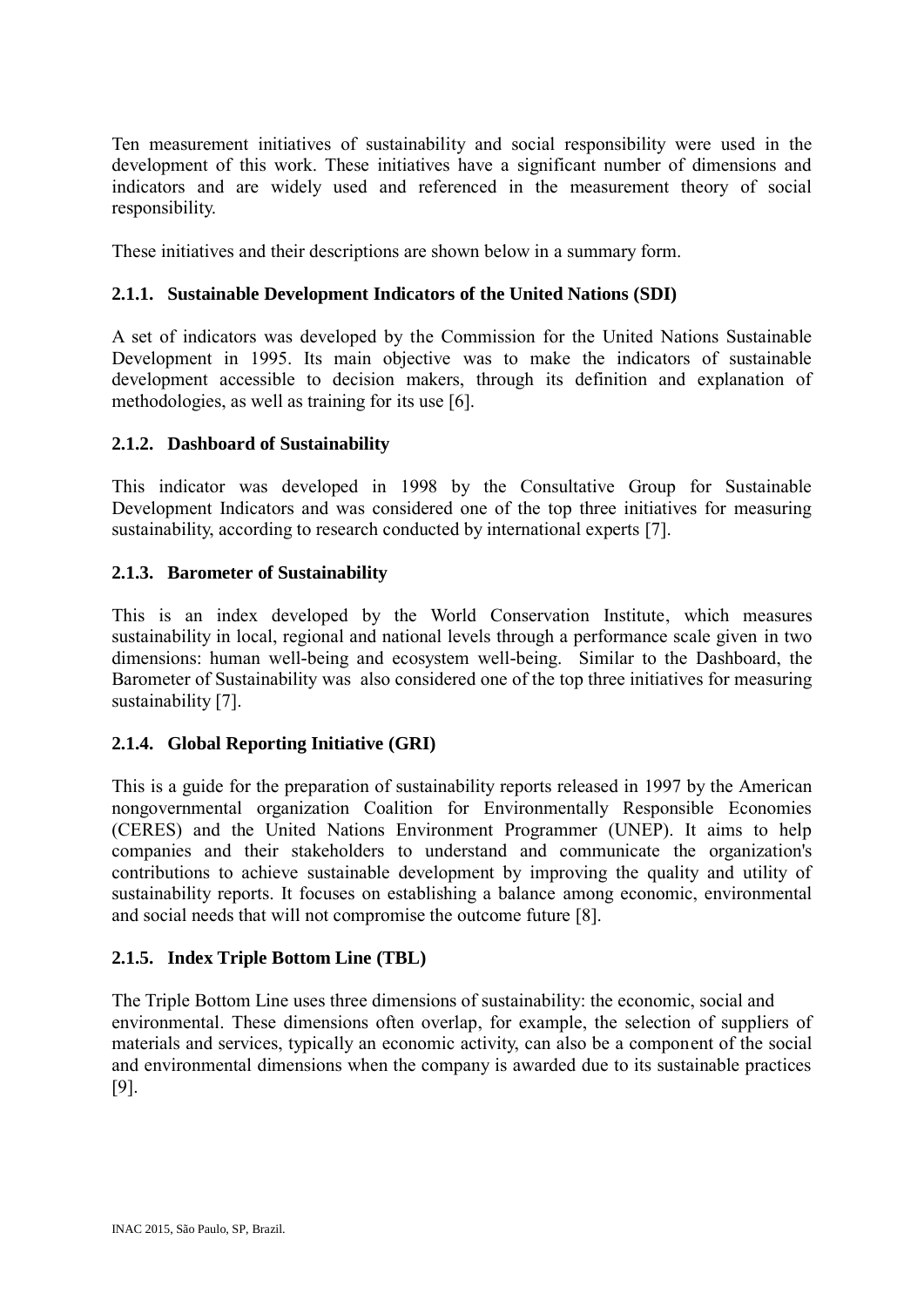Ten measurement initiatives of sustainability and social responsibility were used in the development of this work. These initiatives have a significant number of dimensions and indicators and are widely used and referenced in the measurement theory of social responsibility.

These initiatives and their descriptions are shown below in a summary form.

### 2.1.1. Sustainable Development Indicators of the United Nations (SDI)

A set of indicators was developed by the Commission for the United Nations Sustainable Development in 1995. Its main objective was to make the indicators of sustainable development accessible to decision makers, through its definition and explanation of methodologies, as well as training for its use [6].

### 2.1.2. Dashboard of Sustainability

This indicator was developed in 1998 by the Consultative Group for Sustainable Development Indicators and was considered one of the top three initiatives for measuring sustainability, according to research conducted by international experts [7].

### 2.1.3. Barometer of Sustainability

This is an index developed by the World Conservation Institute, which measures sustainability in local, regional and national levels through a performance scale given in two dimensions: human well-being and ecosystem well-being. Similar to the Dashboard, the Barometer of Sustainability was also considered one of the top three initiatives for measuring sustainability [7].

### 2.1.4. Global Reporting Initiative (GRI)

This is a guide for the preparation of sustainability reports released in 1997 by the American nongovernmental organization Coalition for Environmentally Responsible Economies (CERES) and the United Nations Environment Programmer (UNEP). It aims to help companies and their stakeholders to understand and communicate the organization's contributions to achieve sustainable development by improving the quality and utility of sustainability reports. It focuses on establishing a balance among economic, environmental and social needs that will not compromise the outcome future [8].

### 2.1.5. Index Triple Bottom Line (TBL)

The Triple Bottom Line uses three dimensions of sustainability: the economic, social and environmental. These dimensions often overlap, for example, the selection of suppliers of materials and services, typically an economic activity, can also be a component of the social and environmental dimensions when the company is awarded due to its sustainable practices [9].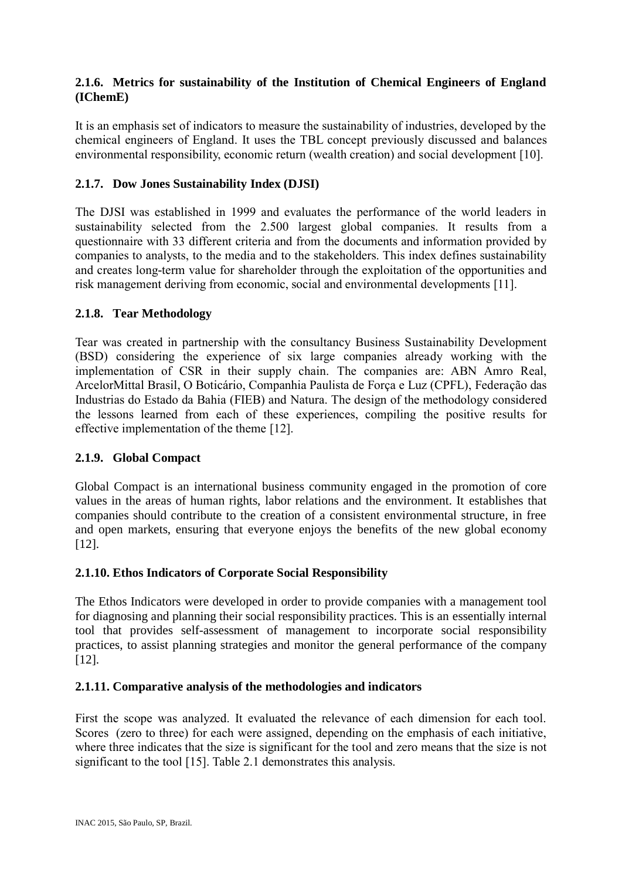### 2.1.6. Metrics for sustainability of the Institution of Chemical Engineers of England (IChemE)

It is an emphasis set of indicators to measure the sustainability of industries, developed by the chemical engineers of England. It uses the TBL concept previously discussed and balances environmental responsibility, economic return (wealth creation) and social development [10].

### 2.1.7. Dow Jones Sustainability Index (DJSI)

The DJSI was established in 1999 and evaluates the performance of the world leaders in sustainability selected from the 2.500 largest global companies. It results from a questionnaire with 33 different criteria and from the documents and information provided by companies to analysts, to the media and to the stakeholders. This index defines sustainability and creates long-term value for shareholder through the exploitation of the opportunities and risk management deriving from economic, social and environmental developments [11].

### 2.1.8. Tear Methodology

Tear was created in partnership with the consultancy Business Sustainability Development (BSD) considering the experience of six large companies already working with the implementation of CSR in their supply chain. The companies are: ABN Amro Real, ArcelorMittal Brasil, O Boticário, Companhia Paulista de Força e Luz (CPFL), Federação das Industrias do Estado da Bahia (FIEB) and Natura. The design of the methodology considered the lessons learned from each of these experiences, compiling the positive results for effective implementation of the theme [12].

### 2.1.9. Global Compact

Global Compact is an international business community engaged in the promotion of core values in the areas of human rights, labor relations and the environment. It establishes that companies should contribute to the creation of a consistent environmental structure, in free and open markets, ensuring that everyone enjoys the benefits of the new global economy [12].

### 2.1.10. Ethos Indicators of Corporate Social Responsibility

The Ethos Indicators were developed in order to provide companies with a management tool for diagnosing and planning their social responsibility practices. This is an essentially internal tool that provides self-assessment of management to incorporate social responsibility practices, to assist planning strategies and monitor the general performance of the company [12].

### 2.1.11. Comparative analysis of the methodologies and indicators

First the scope was analyzed. It evaluated the relevance of each dimension for each tool. Scores (zero to three) for each were assigned, depending on the emphasis of each initiative, where three indicates that the size is significant for the tool and zero means that the size is not significant to the tool [15]. Table 2.1 demonstrates this analysis.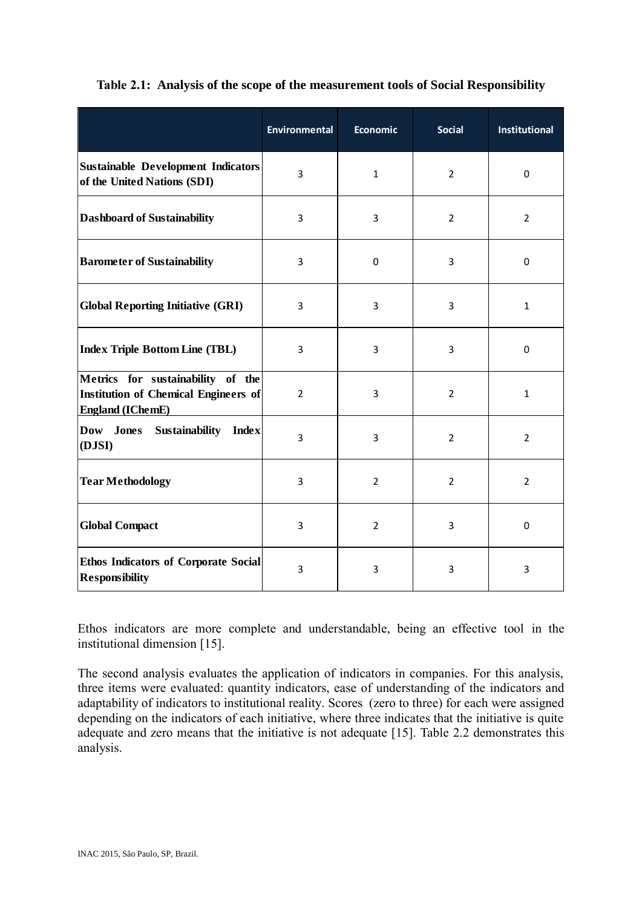**Table 2.1: Analysis of the scope of the measurement tools of Social Responsibility**

| | Environmental | Economic | Social | Institutional |
|---|---|---|---|---|
| **Sustainable Development Indicators of the United Nations (SDI)** | 3 | 1 | 2 | 0 |
| **Dashboard of Sustainability** | 3 | 3 | 2 | 2 |
| **Barometer of Sustainability** | 3 | 0 | 3 | 0 |
| **Global Reporting Initiative (GRI)** | 3 | 3 | 3 | 1 |
| **Index Triple Bottom Line (TBL)** | 3 | 3 | 3 | 0 |
| **Metrics for sustainability of the Institution of Chemical Engineers of England (IChemE)** | 2 | 3 | 2 | 1 |
| **Dow Jones Sustainability Index (DJSI)** | 3 | 3 | 2 | 2 |
| **Tear Methodology** | 3 | 2 | 2 | 2 |
| **Global Compact** | 3 | 2 | 3 | 0 |
| **Ethos Indicators of Corporate Social Responsibility** | 3 | 3 | 3 | 3 |

Ethos indicators are more complete and understandable, being an effective tool in the institutional dimension [15].

The second analysis evaluates the application of indicators in companies. For this analysis, three items were evaluated: quantity indicators, ease of understanding of the indicators and adaptability of indicators to institutional reality. Scores (zero to three) for each were assigned depending on the indicators of each initiative, where three indicates that the initiative is quite adequate and zero means that the initiative is not adequate [15]. Table 2.2 demonstrates this analysis.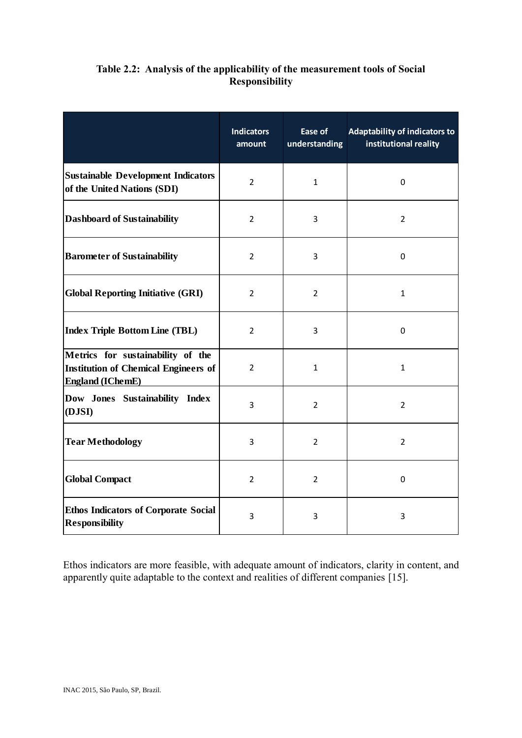**Table 2.2: Analysis of the applicability of the measurement tools of Social Responsibility**

| | Indicators amount | Ease of understanding | Adaptability of indicators to institutional reality |
|---|---|---|---|
| **Sustainable Development Indicators of the United Nations (SDI)** | 2 | 1 | 0 |
| **Dashboard of Sustainability** | 2 | 3 | 2 |
| **Barometer of Sustainability** | 2 | 3 | 0 |
| **Global Reporting Initiative (GRI)** | 2 | 2 | 1 |
| **Index Triple Bottom Line (TBL)** | 2 | 3 | 0 |
| **Metrics for sustainability of the Institution of Chemical Engineers of England (IChemE)** | 2 | 1 | 1 |
| **Dow Jones Sustainability Index (DJSI)** | 3 | 2 | 2 |
| **Tear Methodology** | 3 | 2 | 2 |
| **Global Compact** | 2 | 2 | 0 |
| **Ethos Indicators of Corporate Social Responsibility** | 3 | 3 | 3 |

Ethos indicators are more feasible, with adequate amount of indicators, clarity in content, and apparently quite adaptable to the context and realities of different companies [15].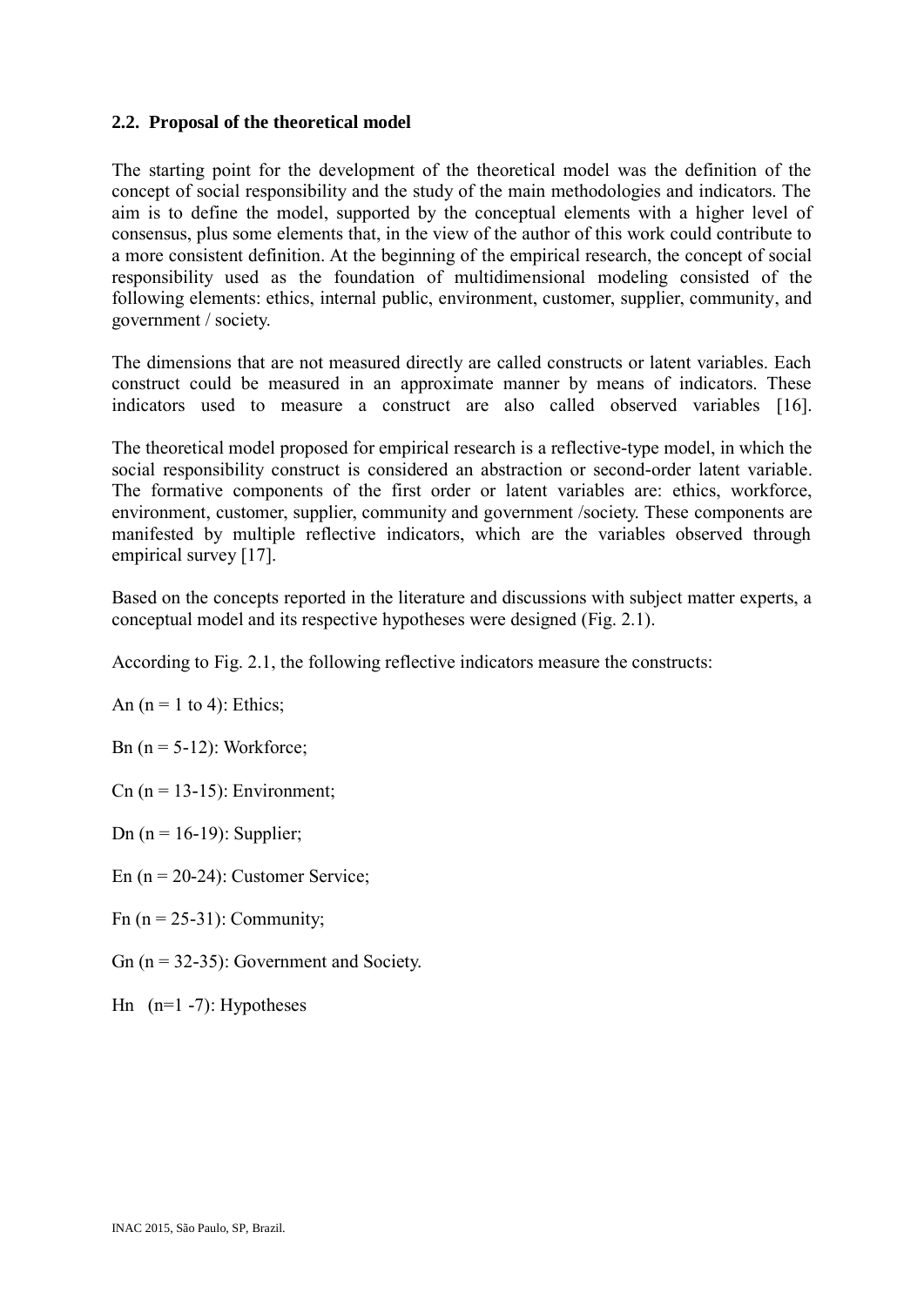## 2.2. Proposal of the theoretical model

The starting point for the development of the theoretical model was the definition of the concept of social responsibility and the study of the main methodologies and indicators. The aim is to define the model, supported by the conceptual elements with a higher level of consensus, plus some elements that, in the view of the author of this work could contribute to a more consistent definition. At the beginning of the empirical research, the concept of social responsibility used as the foundation of multidimensional modeling consisted of the following elements: ethics, internal public, environment, customer, supplier, community, and government / society.

The dimensions that are not measured directly are called constructs or latent variables. Each construct could be measured in an approximate manner by means of indicators. These indicators used to measure a construct are also called observed variables [16].

The theoretical model proposed for empirical research is a reflective-type model, in which the social responsibility construct is considered an abstraction or second-order latent variable. The formative components of the first order or latent variables are: ethics, workforce, environment, customer, supplier, community and government /society. These components are manifested by multiple reflective indicators, which are the variables observed through empirical survey [17].

Based on the concepts reported in the literature and discussions with subject matter experts, a conceptual model and its respective hypotheses were designed (Fig. 2.1).

According to Fig. 2.1, the following reflective indicators measure the constructs:

An (n = 1 to 4): Ethics;

Bn (n = 5-12): Workforce;

Cn (n = 13-15): Environment;

Dn (n = 16-19): Supplier;

En (n = 20-24): Customer Service;

Fn (n = 25-31): Community;

Gn (n = 32-35): Government and Society.

Hn (n=1 -7): Hypotheses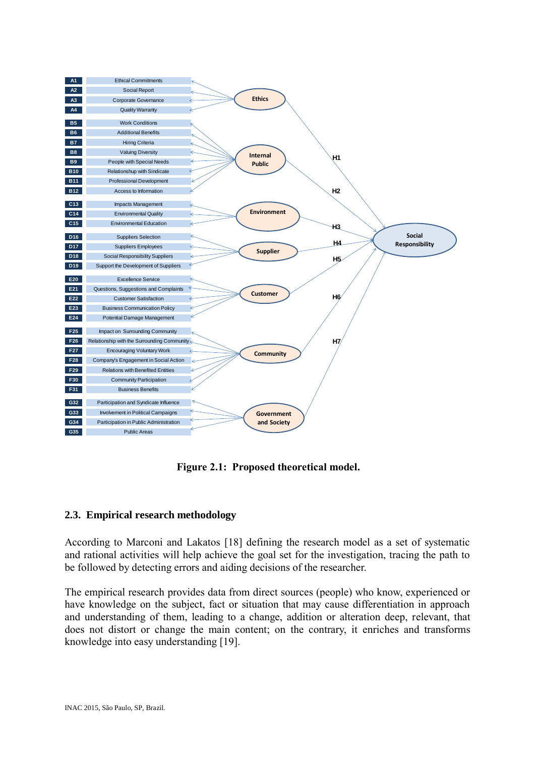| Code | Indicator | Construct | Hypothesis |
|---|---|---|---|
| A1 | Ethical Commitments | Ethics | H1 |
| A2 | Social Report | Ethics | H1 |
| A3 | Corporate Governance | Ethics | H1 |
| A4 | Quality Warranty | Ethics | H1 |
| B5 | Work Conditions | Internal Public | H2 |
| B6 | Additional Benefits | Internal Public | H2 |
| B7 | Hiring Criteria | Internal Public | H2 |
| B8 | Valuing Diversity | Internal Public | H2 |
| B9 | People with Special Needs | Internal Public | H2 |
| B10 | Relationshup with Sindicate | Internal Public | H2 |
| B11 | Professional Development | Internal Public | H2 |
| B12 | Access to Information | Internal Public | H2 |
| C13 | Impacts Management | Environment | H3 |
| C14 | Environmental Quality | Environment | H3 |
| C15 | Environmental Education | Environment | H3 |
| D16 | Suppliers Selection | Supplier | H4 |
| D17 | Suppliers Employees | Supplier | H4 |
| D18 | Social Responsibility Suppliers | Supplier | H4 |
| D19 | Support the Development of Suppliers | Supplier | H4 |
| E20 | Excellence Service | Customer | H5 |
| E21 | Questions, Suggestions and Complaints | Customer | H5 |
| E22 | Customer Satisfaction | Customer | H5 |
| E23 | Business Communication Policy | Customer | H5 |
| E24 | Potential Damage Management | Customer | H5 |
| F25 | Impact on Surrounding Community | Community | H6 |
| F26 | Relationship with the Surrounding Community | Community | H6 |
| F27 | Encouraging Voluntary Work | Community | H6 |
| F28 | Company's Engagement in Social Action | Community | H6 |
| F29 | Relations with Benefited Entities | Community | H6 |
| F30 | Community Participation | Community | H6 |
| F31 | Business Benefits | Community | H6 |
| G32 | Participation and Syndicate Influence | Government and Society | H7 |
| G33 | Involvement in Political Campaigns | Government and Society | H7 |
| G34 | Participation in Public Administration | Government and Society | H7 |
| G35 | Public Areas | Government and Society | H7 |

(All constructs H1–H7 → Social Responsibility)

**Figure 2.1: Proposed theoretical model.**

## 2.3. Empirical research methodology

According to Marconi and Lakatos [18] defining the research model as a set of systematic and rational activities will help achieve the goal set for the investigation, tracing the path to be followed by detecting errors and aiding decisions of the researcher.

The empirical research provides data from direct sources (people) who know, experienced or have knowledge on the subject, fact or situation that may cause differentiation in approach and understanding of them, leading to a change, addition or alteration deep, relevant, that does not distort or change the main content; on the contrary, it enriches and transforms knowledge into easy understanding [19].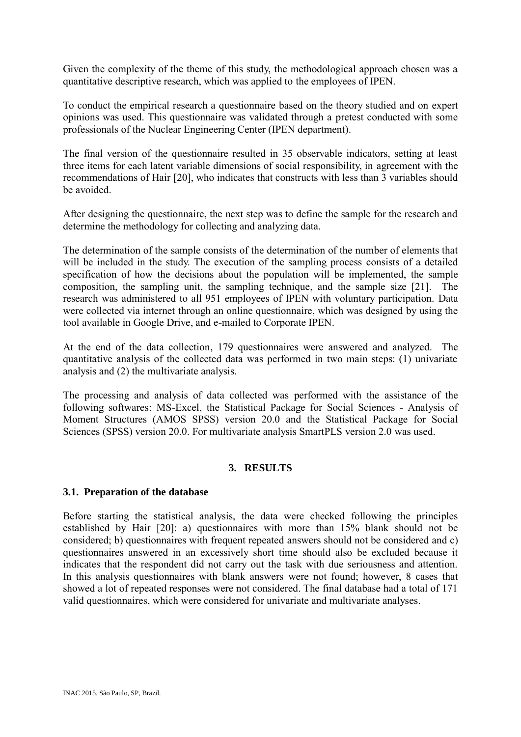Given the complexity of the theme of this study, the methodological approach chosen was a quantitative descriptive research, which was applied to the employees of IPEN.

To conduct the empirical research a questionnaire based on the theory studied and on expert opinions was used. This questionnaire was validated through a pretest conducted with some professionals of the Nuclear Engineering Center (IPEN department).

The final version of the questionnaire resulted in 35 observable indicators, setting at least three items for each latent variable dimensions of social responsibility, in agreement with the recommendations of Hair [20], who indicates that constructs with less than 3 variables should be avoided.

After designing the questionnaire, the next step was to define the sample for the research and determine the methodology for collecting and analyzing data.

The determination of the sample consists of the determination of the number of elements that will be included in the study. The execution of the sampling process consists of a detailed specification of how the decisions about the population will be implemented, the sample composition, the sampling unit, the sampling technique, and the sample size [21]. The research was administered to all 951 employees of IPEN with voluntary participation. Data were collected via internet through an online questionnaire, which was designed by using the tool available in Google Drive, and e-mailed to Corporate IPEN.

At the end of the data collection, 179 questionnaires were answered and analyzed. The quantitative analysis of the collected data was performed in two main steps: (1) univariate analysis and (2) the multivariate analysis.

The processing and analysis of data collected was performed with the assistance of the following softwares: MS-Excel, the Statistical Package for Social Sciences - Analysis of Moment Structures (AMOS SPSS) version 20.0 and the Statistical Package for Social Sciences (SPSS) version 20.0. For multivariate analysis SmartPLS version 2.0 was used.

## 3. RESULTS

### 3.1. Preparation of the database

Before starting the statistical analysis, the data were checked following the principles established by Hair [20]: a) questionnaires with more than 15% blank should not be considered; b) questionnaires with frequent repeated answers should not be considered and c) questionnaires answered in an excessively short time should also be excluded because it indicates that the respondent did not carry out the task with due seriousness and attention. In this analysis questionnaires with blank answers were not found; however, 8 cases that showed a lot of repeated responses were not considered. The final database had a total of 171 valid questionnaires, which were considered for univariate and multivariate analyses.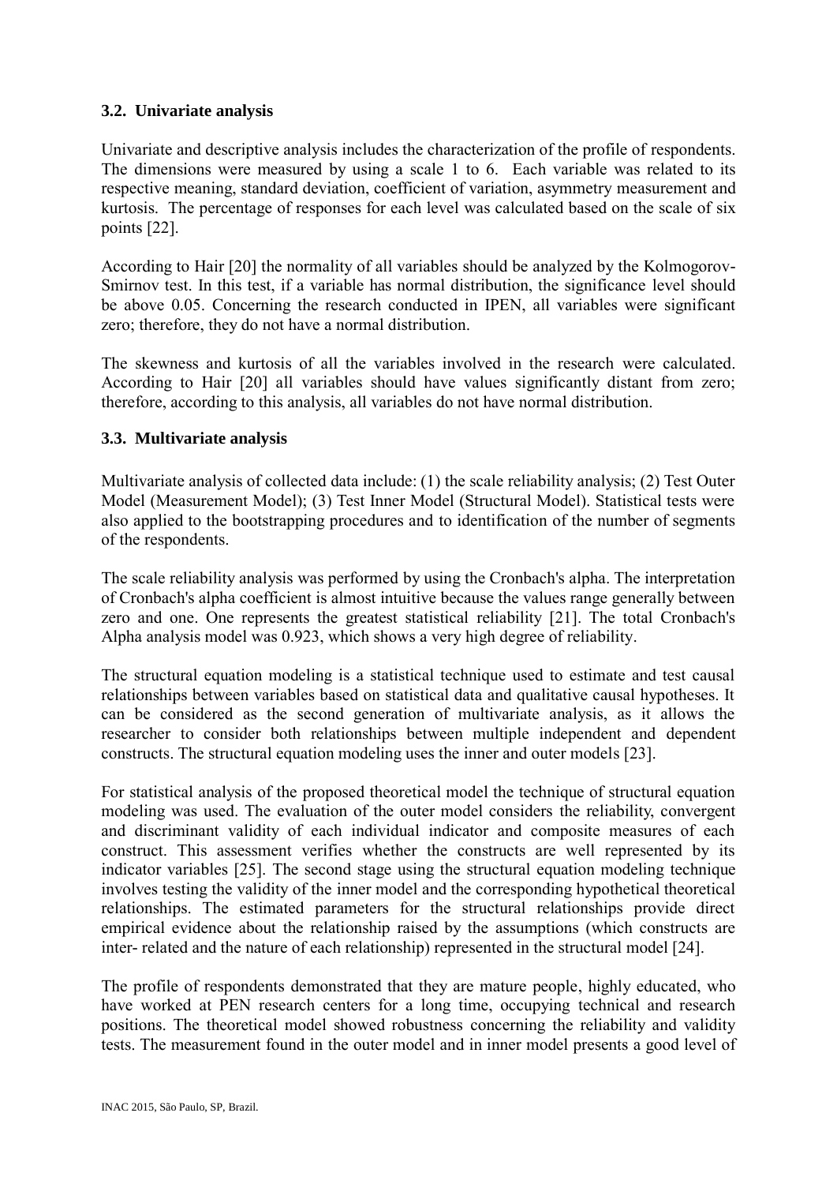### 3.2. Univariate analysis

Univariate and descriptive analysis includes the characterization of the profile of respondents. The dimensions were measured by using a scale 1 to 6. Each variable was related to its respective meaning, standard deviation, coefficient of variation, asymmetry measurement and kurtosis. The percentage of responses for each level was calculated based on the scale of six points [22].

According to Hair [20] the normality of all variables should be analyzed by the Kolmogorov-Smirnov test. In this test, if a variable has normal distribution, the significance level should be above 0.05. Concerning the research conducted in IPEN, all variables were significant zero; therefore, they do not have a normal distribution.

The skewness and kurtosis of all the variables involved in the research were calculated. According to Hair [20] all variables should have values significantly distant from zero; therefore, according to this analysis, all variables do not have normal distribution.

### 3.3. Multivariate analysis

Multivariate analysis of collected data include: (1) the scale reliability analysis; (2) Test Outer Model (Measurement Model); (3) Test Inner Model (Structural Model). Statistical tests were also applied to the bootstrapping procedures and to identification of the number of segments of the respondents.

The scale reliability analysis was performed by using the Cronbach's alpha. The interpretation of Cronbach's alpha coefficient is almost intuitive because the values range generally between zero and one. One represents the greatest statistical reliability [21]. The total Cronbach's Alpha analysis model was 0.923, which shows a very high degree of reliability.

The structural equation modeling is a statistical technique used to estimate and test causal relationships between variables based on statistical data and qualitative causal hypotheses. It can be considered as the second generation of multivariate analysis, as it allows the researcher to consider both relationships between multiple independent and dependent constructs. The structural equation modeling uses the inner and outer models [23].

For statistical analysis of the proposed theoretical model the technique of structural equation modeling was used. The evaluation of the outer model considers the reliability, convergent and discriminant validity of each individual indicator and composite measures of each construct. This assessment verifies whether the constructs are well represented by its indicator variables [25]. The second stage using the structural equation modeling technique involves testing the validity of the inner model and the corresponding hypothetical theoretical relationships. The estimated parameters for the structural relationships provide direct empirical evidence about the relationship raised by the assumptions (which constructs are inter- related and the nature of each relationship) represented in the structural model [24].

The profile of respondents demonstrated that they are mature people, highly educated, who have worked at PEN research centers for a long time, occupying technical and research positions. The theoretical model showed robustness concerning the reliability and validity tests. The measurement found in the outer model and in inner model presents a good level of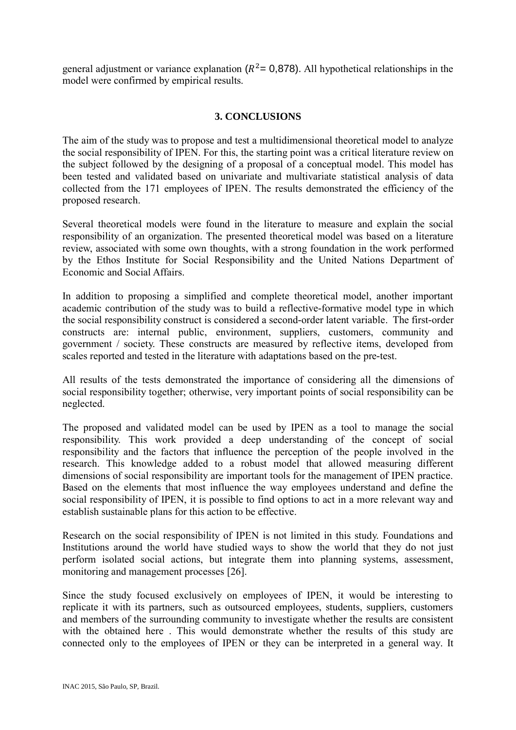general adjustment or variance explanation ($R^2$= 0,878). All hypothetical relationships in the model were confirmed by empirical results.

## 3. CONCLUSIONS

The aim of the study was to propose and test a multidimensional theoretical model to analyze the social responsibility of IPEN. For this, the starting point was a critical literature review on the subject followed by the designing of a proposal of a conceptual model. This model has been tested and validated based on univariate and multivariate statistical analysis of data collected from the 171 employees of IPEN. The results demonstrated the efficiency of the proposed research.

Several theoretical models were found in the literature to measure and explain the social responsibility of an organization. The presented theoretical model was based on a literature review, associated with some own thoughts, with a strong foundation in the work performed by the Ethos Institute for Social Responsibility and the United Nations Department of Economic and Social Affairs.

In addition to proposing a simplified and complete theoretical model, another important academic contribution of the study was to build a reflective-formative model type in which the social responsibility construct is considered a second-order latent variable. The first-order constructs are: internal public, environment, suppliers, customers, community and government / society. These constructs are measured by reflective items, developed from scales reported and tested in the literature with adaptations based on the pre-test.

All results of the tests demonstrated the importance of considering all the dimensions of social responsibility together; otherwise, very important points of social responsibility can be neglected.

The proposed and validated model can be used by IPEN as a tool to manage the social responsibility. This work provided a deep understanding of the concept of social responsibility and the factors that influence the perception of the people involved in the research. This knowledge added to a robust model that allowed measuring different dimensions of social responsibility are important tools for the management of IPEN practice. Based on the elements that most influence the way employees understand and define the social responsibility of IPEN, it is possible to find options to act in a more relevant way and establish sustainable plans for this action to be effective.

Research on the social responsibility of IPEN is not limited in this study. Foundations and Institutions around the world have studied ways to show the world that they do not just perform isolated social actions, but integrate them into planning systems, assessment, monitoring and management processes [26].

Since the study focused exclusively on employees of IPEN, it would be interesting to replicate it with its partners, such as outsourced employees, students, suppliers, customers and members of the surrounding community to investigate whether the results are consistent with the obtained here . This would demonstrate whether the results of this study are connected only to the employees of IPEN or they can be interpreted in a general way. It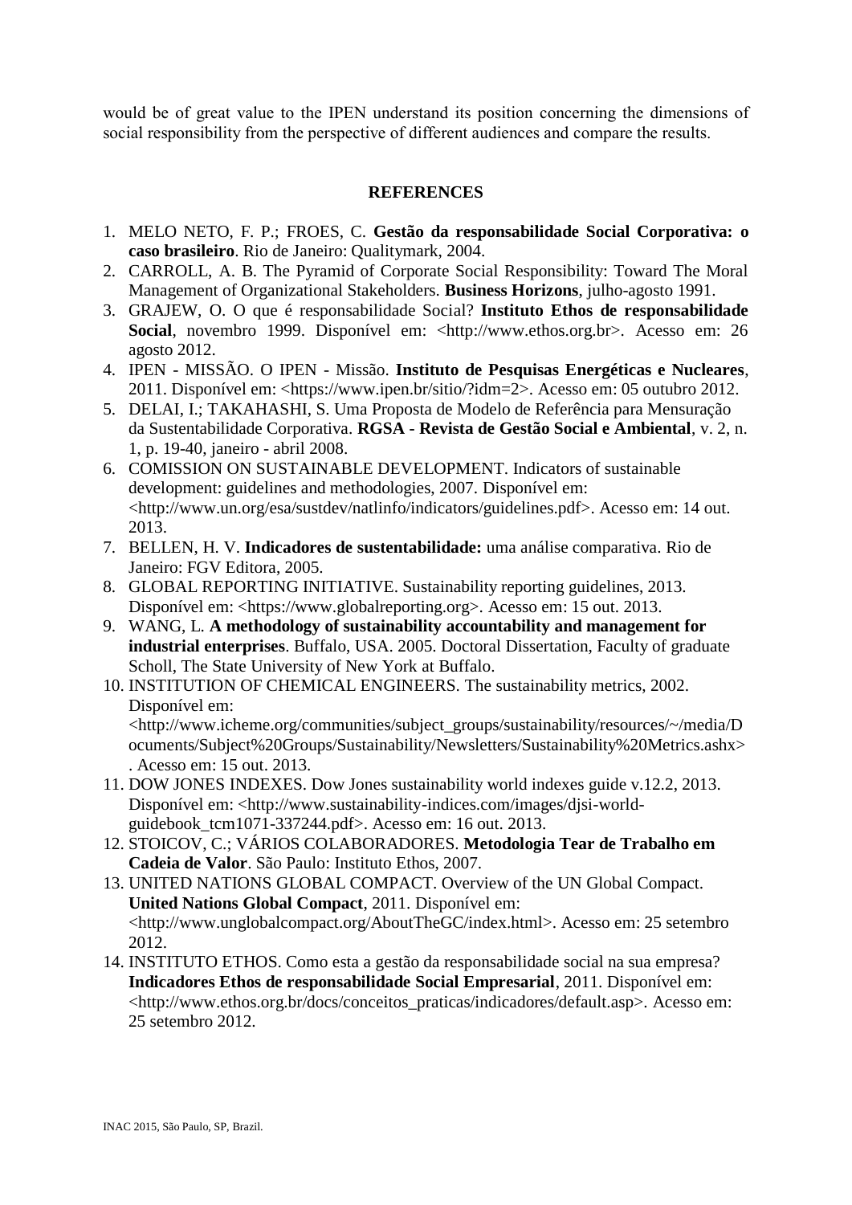would be of great value to the IPEN understand its position concerning the dimensions of social responsibility from the perspective of different audiences and compare the results.

## REFERENCES

1. MELO NETO, F. P.; FROES, C. **Gestão da responsabilidade Social Corporativa: o caso brasileiro**. Rio de Janeiro: Qualitymark, 2004.
2. CARROLL, A. B. The Pyramid of Corporate Social Responsibility: Toward The Moral Management of Organizational Stakeholders. **Business Horizons**, julho-agosto 1991.
3. GRAJEW, O. O que é responsabilidade Social? **Instituto Ethos de responsabilidade Social**, novembro 1999. Disponível em: <http://www.ethos.org.br>. Acesso em: 26 agosto 2012.
4. IPEN - MISSÃO. O IPEN - Missão. **Instituto de Pesquisas Energéticas e Nucleares**, 2011. Disponível em: <https://www.ipen.br/sitio/?idm=2>. Acesso em: 05 outubro 2012.
5. DELAI, I.; TAKAHASHI, S. Uma Proposta de Modelo de Referência para Mensuração da Sustentabilidade Corporativa. **RGSA - Revista de Gestão Social e Ambiental**, v. 2, n. 1, p. 19-40, janeiro - abril 2008.
6. COMISSION ON SUSTAINABLE DEVELOPMENT. Indicators of sustainable development: guidelines and methodologies, 2007. Disponível em: <http://www.un.org/esa/sustdev/natlinfo/indicators/guidelines.pdf>. Acesso em: 14 out. 2013.
7. BELLEN, H. V. **Indicadores de sustentabilidade:** uma análise comparativa. Rio de Janeiro: FGV Editora, 2005.
8. GLOBAL REPORTING INITIATIVE. Sustainability reporting guidelines, 2013. Disponível em: <https://www.globalreporting.org>. Acesso em: 15 out. 2013.
9. WANG, L. **A methodology of sustainability accountability and management for industrial enterprises**. Buffalo, USA. 2005. Doctoral Dissertation, Faculty of graduate Scholl, The State University of New York at Buffalo.
10. INSTITUTION OF CHEMICAL ENGINEERS. The sustainability metrics, 2002. Disponível em: <http://www.icheme.org/communities/subject_groups/sustainability/resources/~/media/Documents/Subject%20Groups/Sustainability/Newsletters/Sustainability%20Metrics.ashx>. Acesso em: 15 out. 2013.
11. DOW JONES INDEXES. Dow Jones sustainability world indexes guide v.12.2, 2013. Disponível em: <http://www.sustainability-indices.com/images/djsi-world-guidebook_tcm1071-337244.pdf>. Acesso em: 16 out. 2013.
12. STOICOV, C.; VÁRIOS COLABORADORES. **Metodologia Tear de Trabalho em Cadeia de Valor**. São Paulo: Instituto Ethos, 2007.
13. UNITED NATIONS GLOBAL COMPACT. Overview of the UN Global Compact. **United Nations Global Compact**, 2011. Disponível em: <http://www.unglobalcompact.org/AboutTheGC/index.html>. Acesso em: 25 setembro 2012.
14. INSTITUTO ETHOS. Como esta a gestão da responsabilidade social na sua empresa? **Indicadores Ethos de responsabilidade Social Empresarial**, 2011. Disponível em: <http://www.ethos.org.br/docs/conceitos_praticas/indicadores/default.asp>. Acesso em: 25 setembro 2012.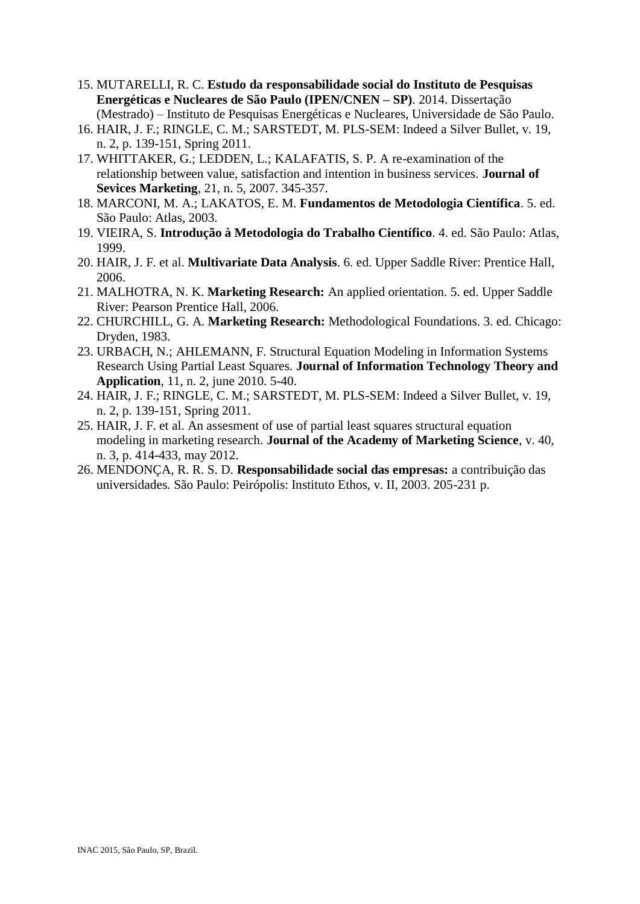15. MUTARELLI, R. C. **Estudo da responsabilidade social do Instituto de Pesquisas Energéticas e Nucleares de São Paulo (IPEN/CNEN – SP)**. 2014. Dissertação (Mestrado) – Instituto de Pesquisas Energéticas e Nucleares, Universidade de São Paulo.
16. HAIR, J. F.; RINGLE, C. M.; SARSTEDT, M. PLS-SEM: Indeed a Silver Bullet, v. 19, n. 2, p. 139-151, Spring 2011.
17. WHITTAKER, G.; LEDDEN, L.; KALAFATIS, S. P. A re-examination of the relationship between value, satisfaction and intention in business services. **Journal of Sevices Marketing**, 21, n. 5, 2007. 345-357.
18. MARCONI, M. A.; LAKATOS, E. M. **Fundamentos de Metodologia Científica**. 5. ed. São Paulo: Atlas, 2003.
19. VIEIRA, S. **Introdução à Metodologia do Trabalho Científico**. 4. ed. São Paulo: Atlas, 1999.
20. HAIR, J. F. et al. **Multivariate Data Analysis**. 6. ed. Upper Saddle River: Prentice Hall, 2006.
21. MALHOTRA, N. K. **Marketing Research:** An applied orientation. 5. ed. Upper Saddle River: Pearson Prentice Hall, 2006.
22. CHURCHILL, G. A. **Marketing Research:** Methodological Foundations. 3. ed. Chicago: Dryden, 1983.
23. URBACH, N.; AHLEMANN, F. Structural Equation Modeling in Information Systems Research Using Partial Least Squares. **Journal of Information Technology Theory and Application**, 11, n. 2, june 2010. 5-40.
24. HAIR, J. F.; RINGLE, C. M.; SARSTEDT, M. PLS-SEM: Indeed a Silver Bullet, v. 19, n. 2, p. 139-151, Spring 2011.
25. HAIR, J. F. et al. An assesment of use of partial least squares structural equation modeling in marketing research. **Journal of the Academy of Marketing Science**, v. 40, n. 3, p. 414-433, may 2012.
26. MENDONÇA, R. R. S. D. **Responsabilidade social das empresas:** a contribuição das universidades. São Paulo: Peirópolis: Instituto Ethos, v. II, 2003. 205-231 p.